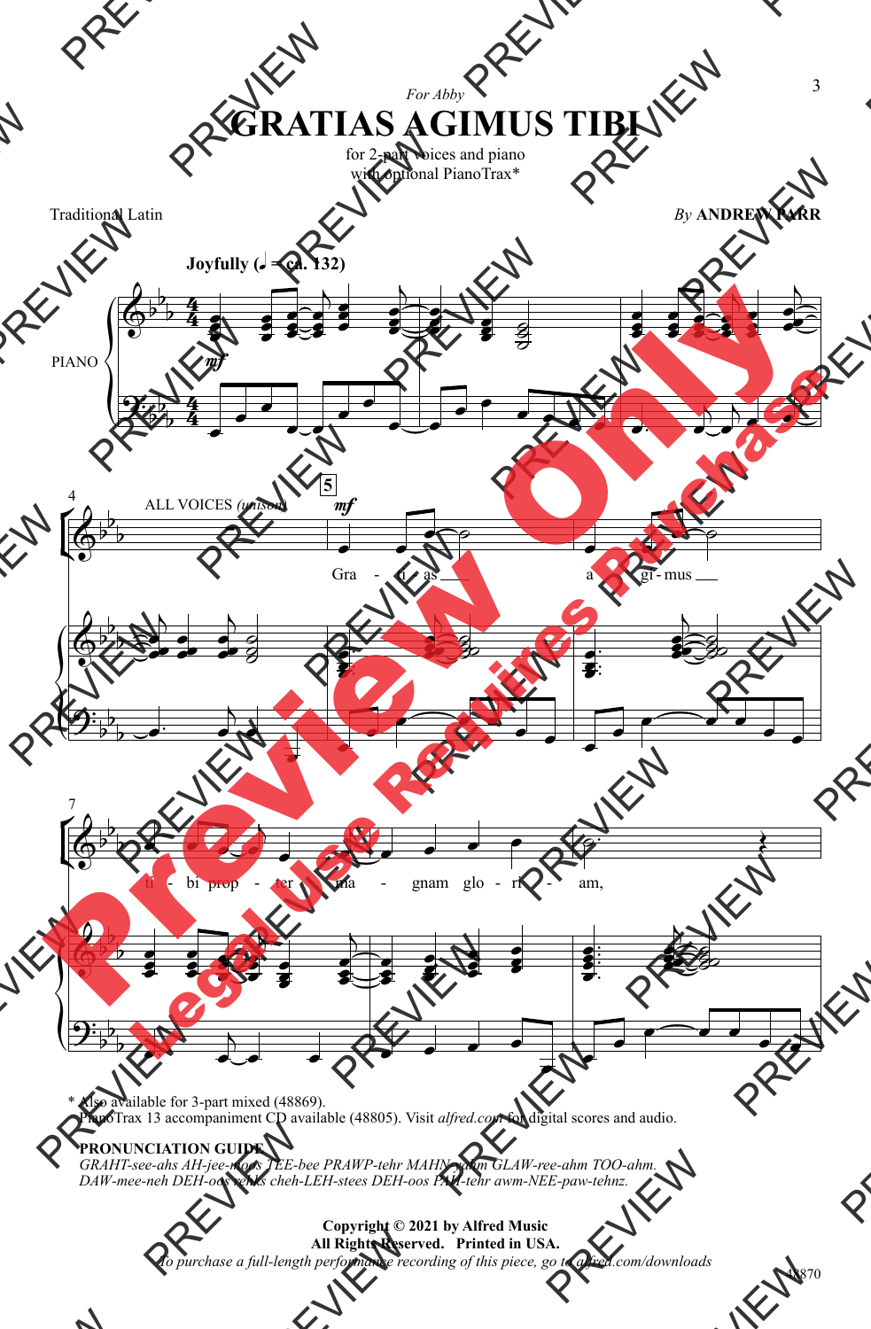*For Abby*

# GRATIAS AGIMUS TIBI

for 2-part voices and piano
with optional PianoTrax*

Traditional Latin

*By* **ANDREW FARR**

**Joyfully (♩ = ca. 132)**

PIANO

ALL VOICES *(unison)*

Gra - ti - as a - gi - mus ti - bi prop - ter ma - gnam glo - ri - am,

\* Also available for 3-part mixed (48869).
PianoTrax 13 accompaniment CD available (48805). Visit *alfred.com* for digital scores and audio.

**PRONUNCIATION GUIDE**
*GRAHT-see-ahs AH-jee-moos TEE-bee PRAWP-tehr MAHN-yahm GLAW-ree-ahm TOO-ahm.*
*DAW-mee-neh DEH-oos rehks cheh-LEH-stees DEH-oos PAH-tehr awm-NEE-paw-tehnz.*

**Copyright © 2021 by Alfred Music**
**All Rights Reserved. Printed in USA.**
*To purchase a full-length performance recording of this piece, go to alfred.com/downloads*

48870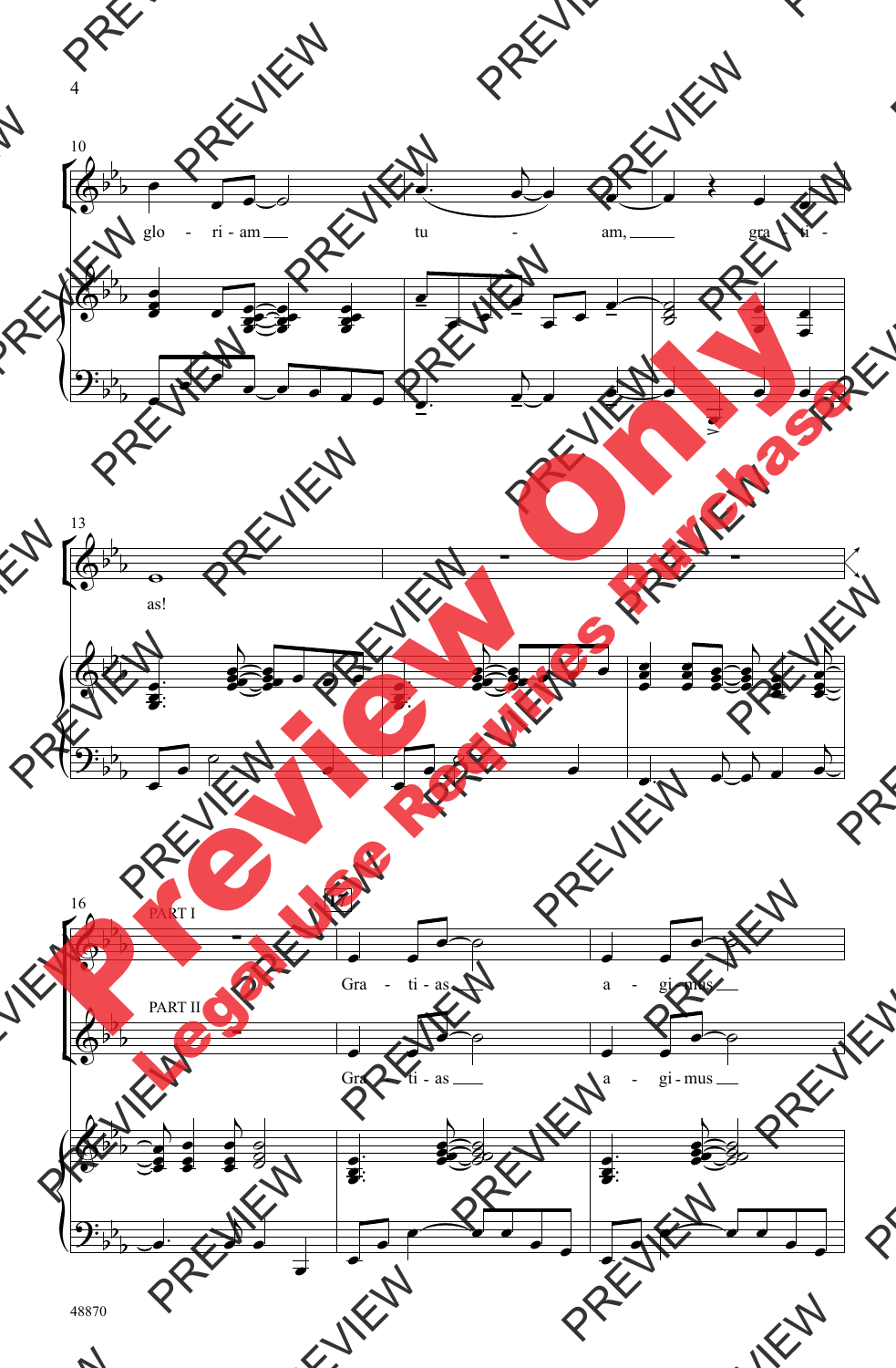10

glo - ri - am tu - am, gra - ti -

13

as!

16

PART I

Gra - ti - as a - gi - mus

PART II

Gra - ti - as a - gi - mus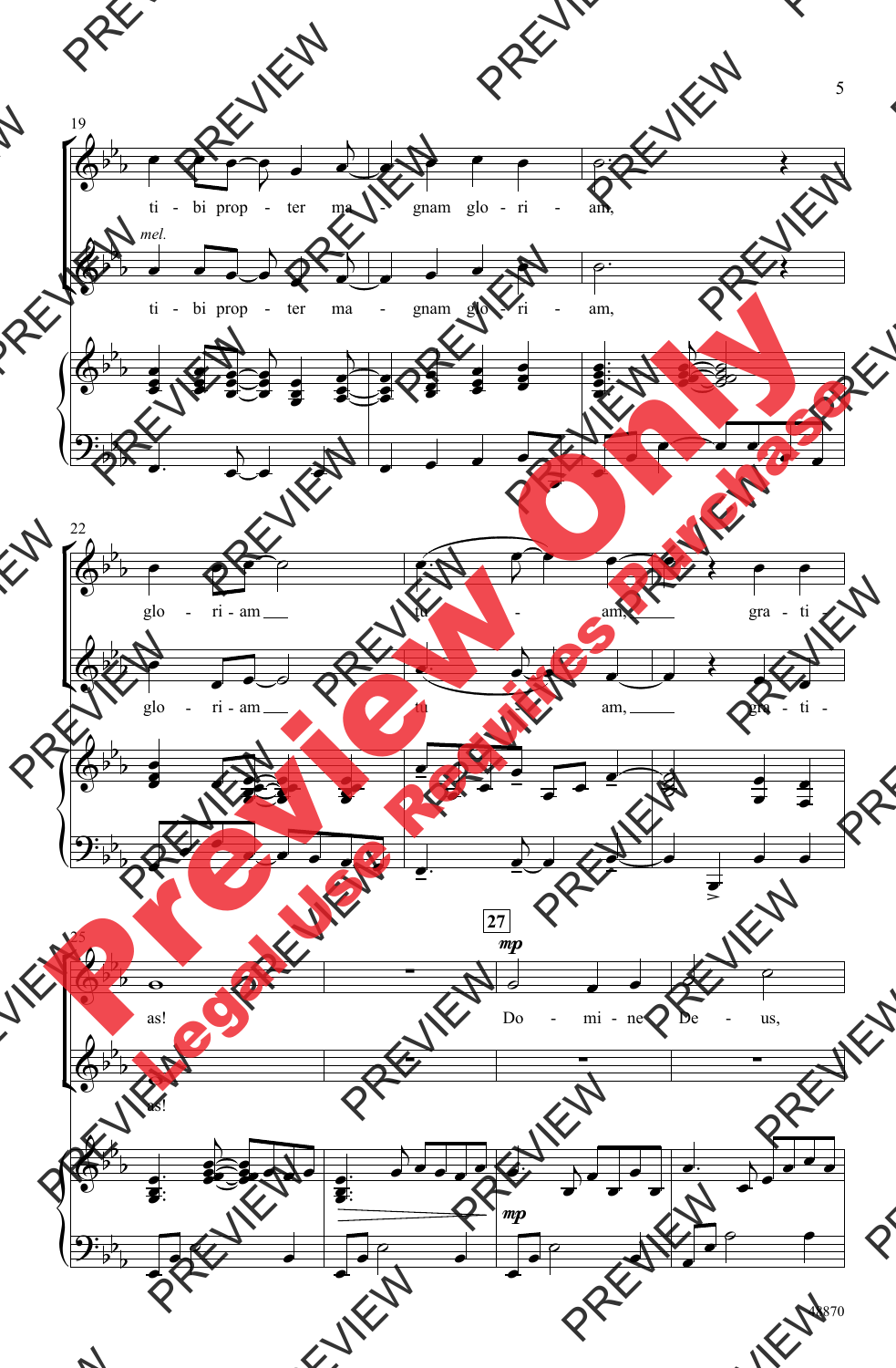19

ti - bi prop - ter ma - gnam glo - ri - am,

*mel.*

ti - bi prop - ter ma - gnam glo - ri - am,

22

glo - ri - am tu - am, gra - ti -

glo - ri - am tu - am, gra - ti -

25

**27**

*mp*

as! Do - mi - ne De - us,

as!

*mp*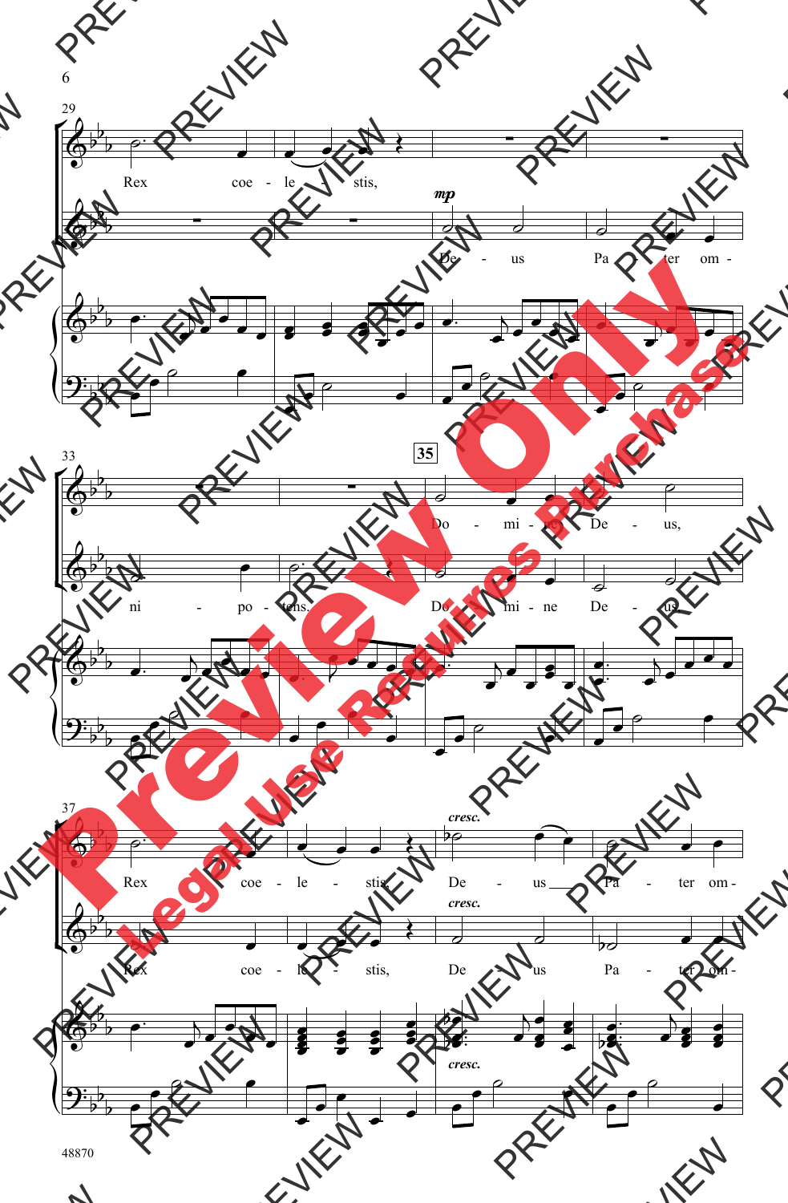29

Rex coe - le - stis,

*mp*

De - us Pa - ter om -

33

**35**

Do - mi - ne De - us,

ni - po - tens. Do - mi - ne De - us,

37

*cresc.*

Rex coe - le - stis, De - us Pa - ter om -

*cresc.*

Rex coe - le - stis, De - us Pa - ter om -

*cresc.*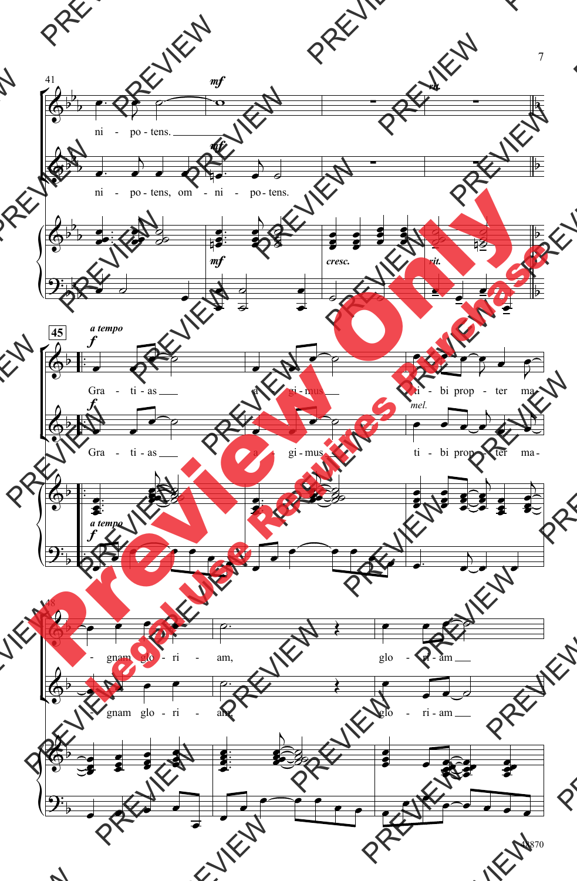41

*mf*

ni - po - tens.

ni - po - tens, om - ni - po - tens.

*mf* *cresc.* *rit.*

45

*a tempo*

*f*

Gra - ti - as a - gi - mus ti - bi prop - ter ma -

*mel.*

48

- gnam glo - ri - am, glo - ri - am